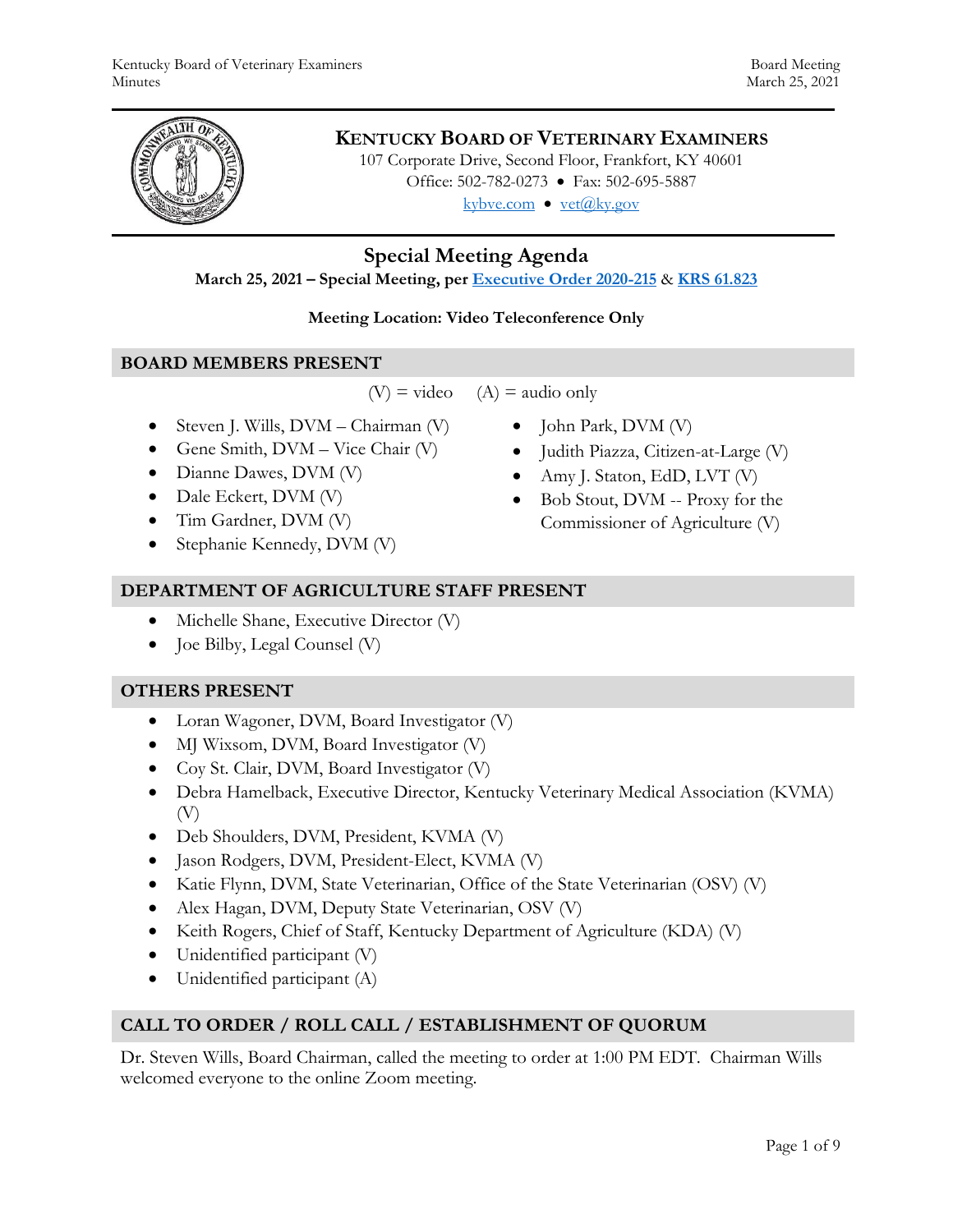# KENTUCKY BOARD OF VETERINARY EXAMINERS

107 Corporate Drive, Second Floor, Frankfort, KY 40601
Office: 502-782-0273 • Fax: 502-695-5887
kybve.com • vet@ky.gov

## Special Meeting Agenda

**March 25, 2021 – Special Meeting, per Executive Order 2020-215 & KRS 61.823**

**Meeting Location: Video Teleconference Only**

### BOARD MEMBERS PRESENT

(V) = video (A) = audio only

- Steven J. Wills, DVM – Chairman (V)
- Gene Smith, DVM – Vice Chair (V)
- Dianne Dawes, DVM (V)
- Dale Eckert, DVM (V)
- Tim Gardner, DVM (V)
- Stephanie Kennedy, DVM (V)
- John Park, DVM (V)
- Judith Piazza, Citizen-at-Large (V)
- Amy J. Staton, EdD, LVT (V)
- Bob Stout, DVM -- Proxy for the Commissioner of Agriculture (V)

### DEPARTMENT OF AGRICULTURE STAFF PRESENT

- Michelle Shane, Executive Director (V)
- Joe Bilby, Legal Counsel (V)

### OTHERS PRESENT

- Loran Wagoner, DVM, Board Investigator (V)
- MJ Wixsom, DVM, Board Investigator (V)
- Coy St. Clair, DVM, Board Investigator (V)
- Debra Hamelback, Executive Director, Kentucky Veterinary Medical Association (KVMA) (V)
- Deb Shoulders, DVM, President, KVMA (V)
- Jason Rodgers, DVM, President-Elect, KVMA (V)
- Katie Flynn, DVM, State Veterinarian, Office of the State Veterinarian (OSV) (V)
- Alex Hagan, DVM, Deputy State Veterinarian, OSV (V)
- Keith Rogers, Chief of Staff, Kentucky Department of Agriculture (KDA) (V)
- Unidentified participant (V)
- Unidentified participant (A)

### CALL TO ORDER / ROLL CALL / ESTABLISHMENT OF QUORUM

Dr. Steven Wills, Board Chairman, called the meeting to order at 1:00 PM EDT. Chairman Wills welcomed everyone to the online Zoom meeting.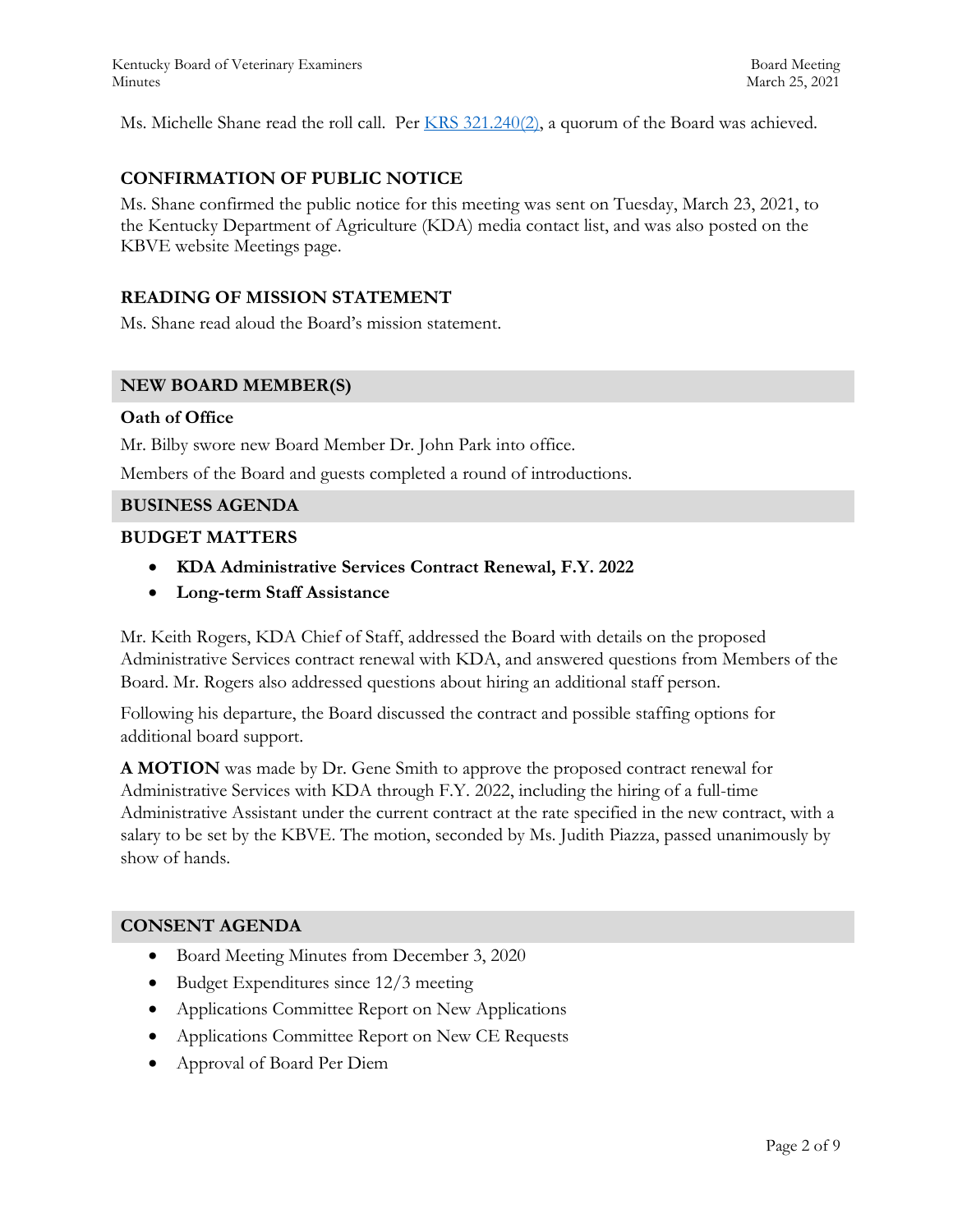Ms. Michelle Shane read the roll call. Per [KRS 321.240(2)](), a quorum of the Board was achieved.

### CONFIRMATION OF PUBLIC NOTICE

Ms. Shane confirmed the public notice for this meeting was sent on Tuesday, March 23, 2021, to the Kentucky Department of Agriculture (KDA) media contact list, and was also posted on the KBVE website Meetings page.

### READING OF MISSION STATEMENT

Ms. Shane read aloud the Board's mission statement.

## NEW BOARD MEMBER(S)

**Oath of Office**

Mr. Bilby swore new Board Member Dr. John Park into office.

Members of the Board and guests completed a round of introductions.

## BUSINESS AGENDA

### BUDGET MATTERS

- **KDA Administrative Services Contract Renewal, F.Y. 2022**
- **Long-term Staff Assistance**

Mr. Keith Rogers, KDA Chief of Staff, addressed the Board with details on the proposed Administrative Services contract renewal with KDA, and answered questions from Members of the Board. Mr. Rogers also addressed questions about hiring an additional staff person.

Following his departure, the Board discussed the contract and possible staffing options for additional board support.

**A MOTION** was made by Dr. Gene Smith to approve the proposed contract renewal for Administrative Services with KDA through F.Y. 2022, including the hiring of a full-time Administrative Assistant under the current contract at the rate specified in the new contract, with a salary to be set by the KBVE. The motion, seconded by Ms. Judith Piazza, passed unanimously by show of hands.

## CONSENT AGENDA

- Board Meeting Minutes from December 3, 2020
- Budget Expenditures since 12/3 meeting
- Applications Committee Report on New Applications
- Applications Committee Report on New CE Requests
- Approval of Board Per Diem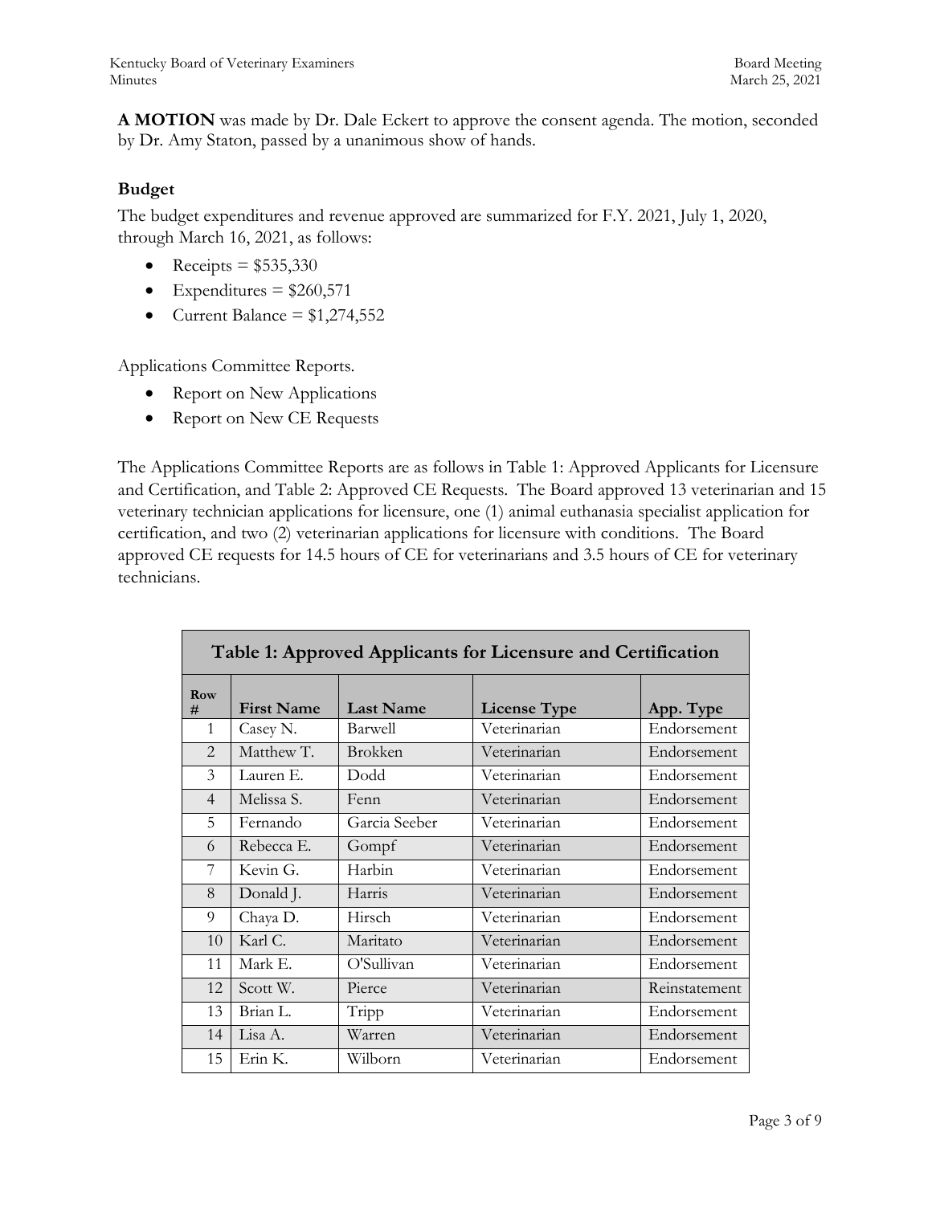**A MOTION** was made by Dr. Dale Eckert to approve the consent agenda. The motion, seconded by Dr. Amy Staton, passed by a unanimous show of hands.

### Budget

The budget expenditures and revenue approved are summarized for F.Y. 2021, July 1, 2020, through March 16, 2021, as follows:

- Receipts = $535,330
- Expenditures = $260,571
- Current Balance = $1,274,552

Applications Committee Reports.

- Report on New Applications
- Report on New CE Requests

The Applications Committee Reports are as follows in Table 1: Approved Applicants for Licensure and Certification, and Table 2: Approved CE Requests. The Board approved 13 veterinarian and 15 veterinary technician applications for licensure, one (1) animal euthanasia specialist application for certification, and two (2) veterinarian applications for licensure with conditions. The Board approved CE requests for 14.5 hours of CE for veterinarians and 3.5 hours of CE for veterinary technicians.

**Table 1: Approved Applicants for Licensure and Certification**

| Row # | First Name | Last Name | License Type | App. Type |
|---|---|---|---|---|
| 1 | Casey N. | Barwell | Veterinarian | Endorsement |
| 2 | Matthew T. | Brokken | Veterinarian | Endorsement |
| 3 | Lauren E. | Dodd | Veterinarian | Endorsement |
| 4 | Melissa S. | Fenn | Veterinarian | Endorsement |
| 5 | Fernando | Garcia Seeber | Veterinarian | Endorsement |
| 6 | Rebecca E. | Gompf | Veterinarian | Endorsement |
| 7 | Kevin G. | Harbin | Veterinarian | Endorsement |
| 8 | Donald J. | Harris | Veterinarian | Endorsement |
| 9 | Chaya D. | Hirsch | Veterinarian | Endorsement |
| 10 | Karl C. | Maritato | Veterinarian | Endorsement |
| 11 | Mark E. | O'Sullivan | Veterinarian | Endorsement |
| 12 | Scott W. | Pierce | Veterinarian | Reinstatement |
| 13 | Brian L. | Tripp | Veterinarian | Endorsement |
| 14 | Lisa A. | Warren | Veterinarian | Endorsement |
| 15 | Erin K. | Wilborn | Veterinarian | Endorsement |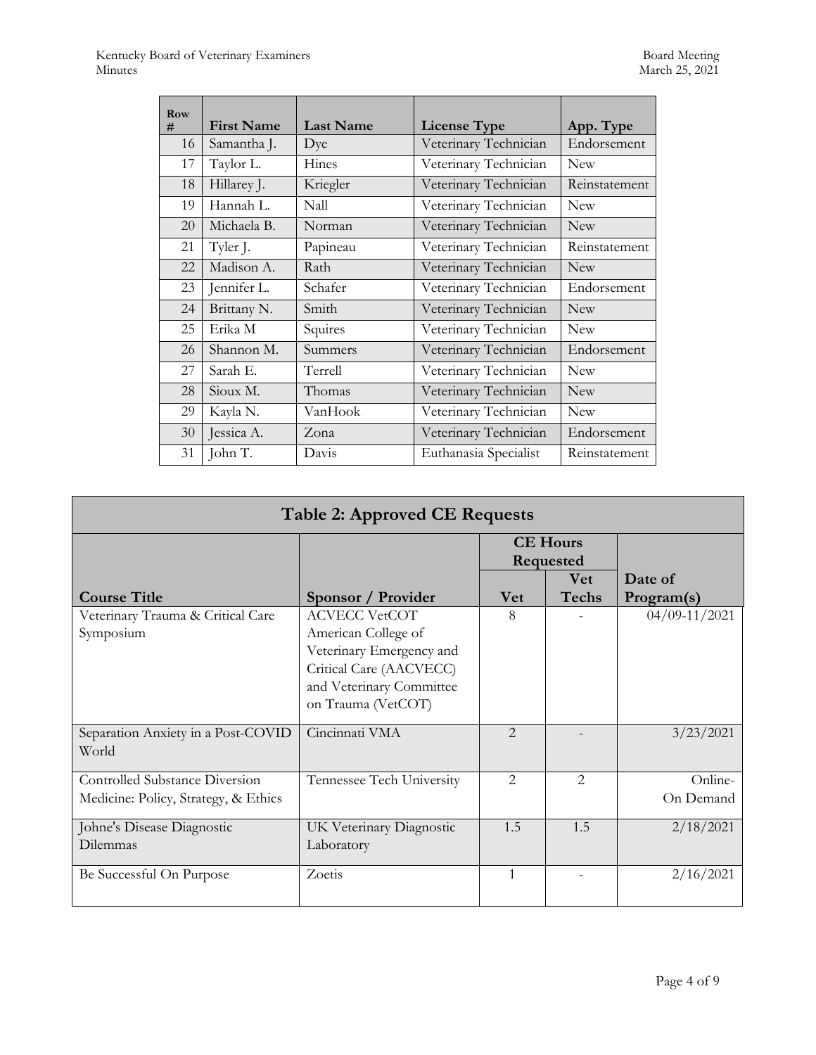| Row # | First Name | Last Name | License Type | App. Type |
|---|---|---|---|---|
| 16 | Samantha J. | Dye | Veterinary Technician | Endorsement |
| 17 | Taylor L. | Hines | Veterinary Technician | New |
| 18 | Hillarey J. | Kriegler | Veterinary Technician | Reinstatement |
| 19 | Hannah L. | Nall | Veterinary Technician | New |
| 20 | Michaela B. | Norman | Veterinary Technician | New |
| 21 | Tyler J. | Papineau | Veterinary Technician | Reinstatement |
| 22 | Madison A. | Rath | Veterinary Technician | New |
| 23 | Jennifer L. | Schafer | Veterinary Technician | Endorsement |
| 24 | Brittany N. | Smith | Veterinary Technician | New |
| 25 | Erika M | Squires | Veterinary Technician | New |
| 26 | Shannon M. | Summers | Veterinary Technician | Endorsement |
| 27 | Sarah E. | Terrell | Veterinary Technician | New |
| 28 | Sioux M. | Thomas | Veterinary Technician | New |
| 29 | Kayla N. | VanHook | Veterinary Technician | New |
| 30 | Jessica A. | Zona | Veterinary Technician | Endorsement |
| 31 | John T. | Davis | Euthanasia Specialist | Reinstatement |

**Table 2: Approved CE Requests**

| | | CE Hours Requested | | |
|---|---|---|---|---|
| **Course Title** | **Sponsor / Provider** | **Vet** | **Vet Techs** | **Date of Program(s)** |
| Veterinary Trauma & Critical Care Symposium | ACVECC VetCOT American College of Veterinary Emergency and Critical Care (AACVECC) and Veterinary Committee on Trauma (VetCOT) | 8 | - | 04/09-11/2021 |
| Separation Anxiety in a Post-COVID World | Cincinnati VMA | 2 | - | 3/23/2021 |
| Controlled Substance Diversion Medicine: Policy, Strategy, & Ethics | Tennessee Tech University | 2 | 2 | Online-On Demand |
| Johne's Disease Diagnostic Dilemmas | UK Veterinary Diagnostic Laboratory | 1.5 | 1.5 | 2/18/2021 |
| Be Successful On Purpose | Zoetis | 1 | - | 2/16/2021 |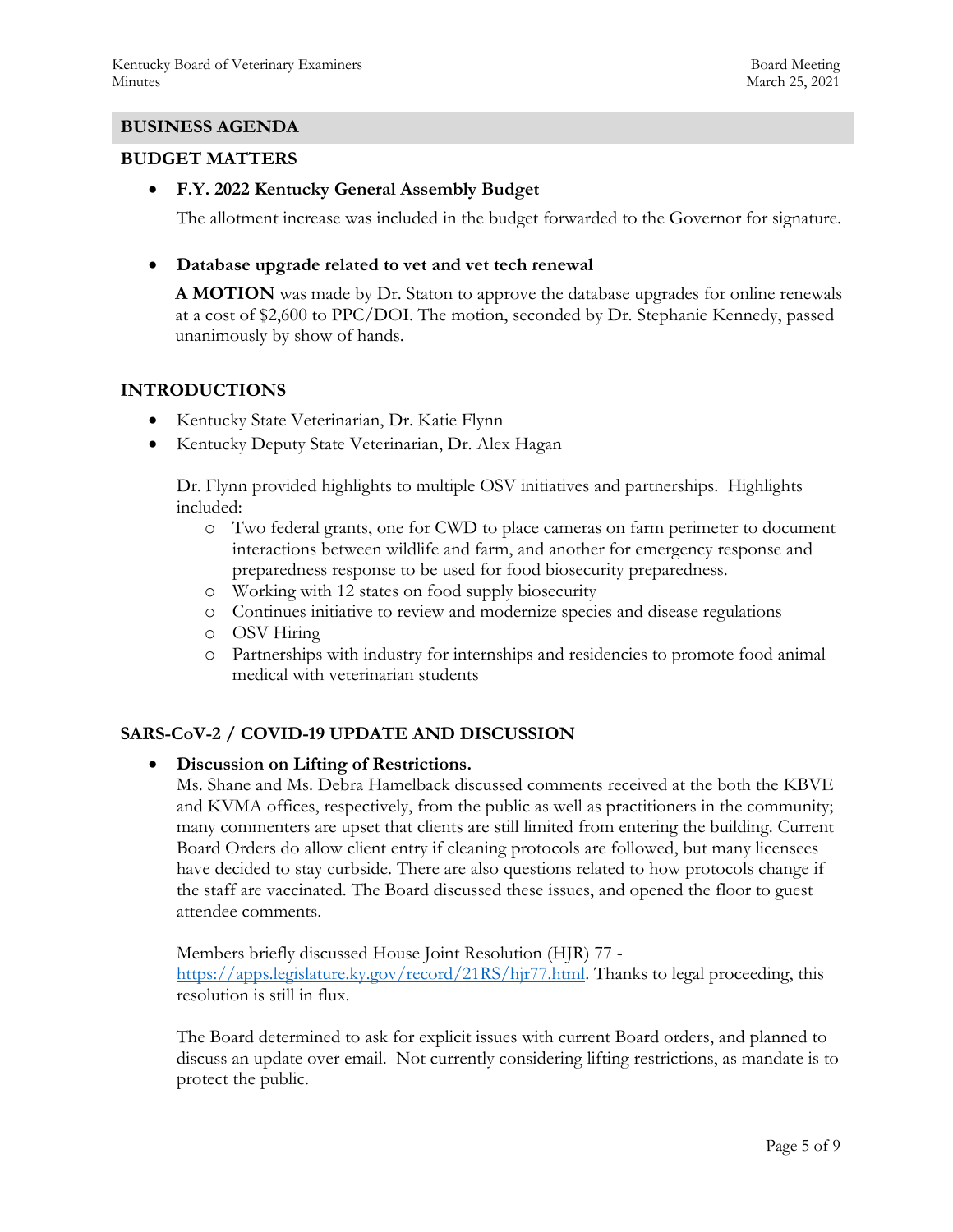## BUSINESS AGENDA

### BUDGET MATTERS

- **F.Y. 2022 Kentucky General Assembly Budget**

  The allotment increase was included in the budget forwarded to the Governor for signature.

- **Database upgrade related to vet and vet tech renewal**

  **A MOTION** was made by Dr. Staton to approve the database upgrades for online renewals at a cost of $2,600 to PPC/DOI. The motion, seconded by Dr. Stephanie Kennedy, passed unanimously by show of hands.

### INTRODUCTIONS

- Kentucky State Veterinarian, Dr. Katie Flynn
- Kentucky Deputy State Veterinarian, Dr. Alex Hagan

  Dr. Flynn provided highlights to multiple OSV initiatives and partnerships. Highlights included:
  - Two federal grants, one for CWD to place cameras on farm perimeter to document interactions between wildlife and farm, and another for emergency response and preparedness response to be used for food biosecurity preparedness.
  - Working with 12 states on food supply biosecurity
  - Continues initiative to review and modernize species and disease regulations
  - OSV Hiring
  - Partnerships with industry for internships and residencies to promote food animal medical with veterinarian students

### SARS-CoV-2 / COVID-19 UPDATE AND DISCUSSION

- **Discussion on Lifting of Restrictions.**

  Ms. Shane and Ms. Debra Hamelback discussed comments received at the both the KBVE and KVMA offices, respectively, from the public as well as practitioners in the community; many commenters are upset that clients are still limited from entering the building. Current Board Orders do allow client entry if cleaning protocols are followed, but many licensees have decided to stay curbside. There are also questions related to how protocols change if the staff are vaccinated. The Board discussed these issues, and opened the floor to guest attendee comments.

  Members briefly discussed House Joint Resolution (HJR) 77 - https://apps.legislature.ky.gov/record/21RS/hjr77.html. Thanks to legal proceeding, this resolution is still in flux.

  The Board determined to ask for explicit issues with current Board orders, and planned to discuss an update over email. Not currently considering lifting restrictions, as mandate is to protect the public.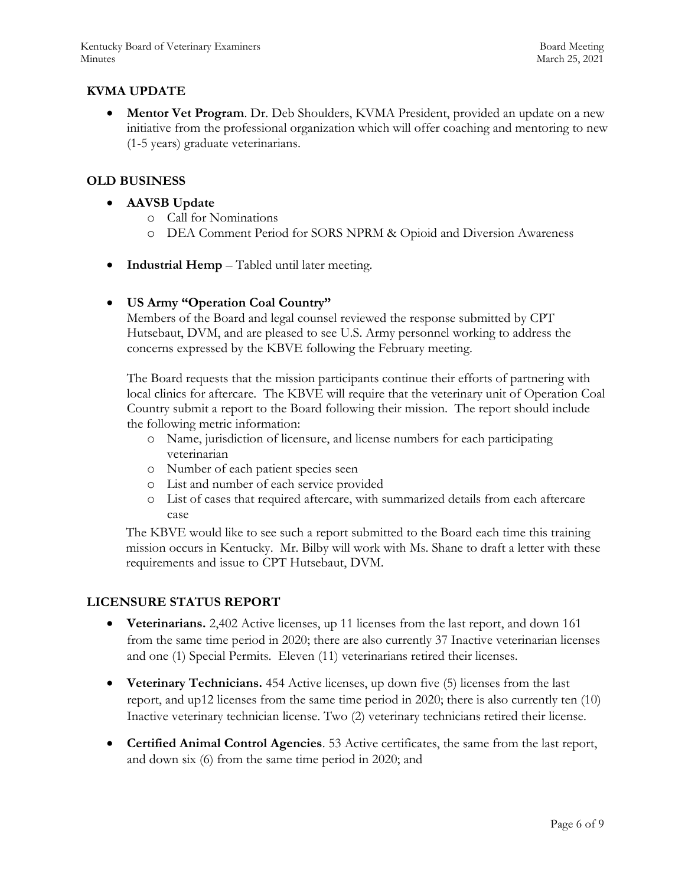## KVMA UPDATE

- **Mentor Vet Program**. Dr. Deb Shoulders, KVMA President, provided an update on a new initiative from the professional organization which will offer coaching and mentoring to new (1-5 years) graduate veterinarians.

## OLD BUSINESS

- **AAVSB Update**
  - Call for Nominations
  - DEA Comment Period for SORS NPRM & Opioid and Diversion Awareness

- **Industrial Hemp** – Tabled until later meeting.

- **US Army "Operation Coal Country"**

  Members of the Board and legal counsel reviewed the response submitted by CPT Hutsebaut, DVM, and are pleased to see U.S. Army personnel working to address the concerns expressed by the KBVE following the February meeting.

  The Board requests that the mission participants continue their efforts of partnering with local clinics for aftercare. The KBVE will require that the veterinary unit of Operation Coal Country submit a report to the Board following their mission. The report should include the following metric information:
  - Name, jurisdiction of licensure, and license numbers for each participating veterinarian
  - Number of each patient species seen
  - List and number of each service provided
  - List of cases that required aftercare, with summarized details from each aftercare case

  The KBVE would like to see such a report submitted to the Board each time this training mission occurs in Kentucky. Mr. Bilby will work with Ms. Shane to draft a letter with these requirements and issue to CPT Hutsebaut, DVM.

## LICENSURE STATUS REPORT

- **Veterinarians.** 2,402 Active licenses, up 11 licenses from the last report, and down 161 from the same time period in 2020; there are also currently 37 Inactive veterinarian licenses and one (1) Special Permits. Eleven (11) veterinarians retired their licenses.

- **Veterinary Technicians.** 454 Active licenses, up down five (5) licenses from the last report, and up12 licenses from the same time period in 2020; there is also currently ten (10) Inactive veterinary technician license. Two (2) veterinary technicians retired their license.

- **Certified Animal Control Agencies**. 53 Active certificates, the same from the last report, and down six (6) from the same time period in 2020; and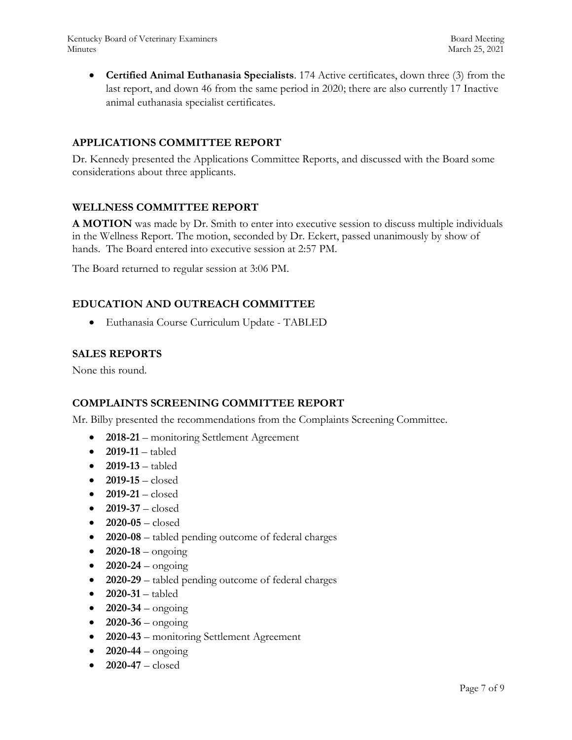- **Certified Animal Euthanasia Specialists**. 174 Active certificates, down three (3) from the last report, and down 46 from the same period in 2020; there are also currently 17 Inactive animal euthanasia specialist certificates.

## APPLICATIONS COMMITTEE REPORT

Dr. Kennedy presented the Applications Committee Reports, and discussed with the Board some considerations about three applicants.

## WELLNESS COMMITTEE REPORT

**A MOTION** was made by Dr. Smith to enter into executive session to discuss multiple individuals in the Wellness Report. The motion, seconded by Dr. Eckert, passed unanimously by show of hands. The Board entered into executive session at 2:57 PM.

The Board returned to regular session at 3:06 PM.

## EDUCATION AND OUTREACH COMMITTEE

- Euthanasia Course Curriculum Update - TABLED

## SALES REPORTS

None this round.

## COMPLAINTS SCREENING COMMITTEE REPORT

Mr. Bilby presented the recommendations from the Complaints Screening Committee.

- **2018-21** – monitoring Settlement Agreement
- **2019-11** – tabled
- **2019-13** – tabled
- **2019-15** – closed
- **2019-21** – closed
- **2019-37** – closed
- **2020-05** – closed
- **2020-08** – tabled pending outcome of federal charges
- **2020-18** – ongoing
- **2020-24** – ongoing
- **2020-29** – tabled pending outcome of federal charges
- **2020-31** – tabled
- **2020-34** – ongoing
- **2020-36** – ongoing
- **2020-43** – monitoring Settlement Agreement
- **2020-44** – ongoing
- **2020-47** – closed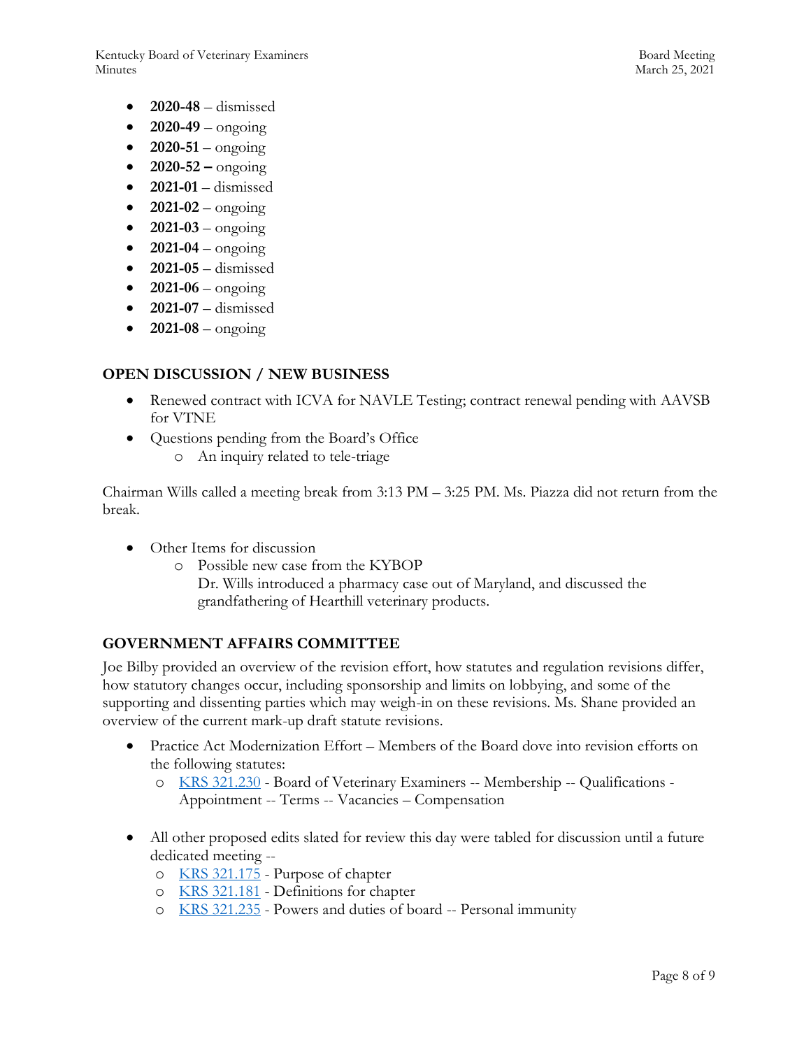- **2020-48** – dismissed
- **2020-49** – ongoing
- **2020-51** – ongoing
- **2020-52 –** ongoing
- **2021-01** – dismissed
- **2021-02** – ongoing
- **2021-03** – ongoing
- **2021-04** – ongoing
- **2021-05** – dismissed
- **2021-06** – ongoing
- **2021-07** – dismissed
- **2021-08** – ongoing

## OPEN DISCUSSION / NEW BUSINESS

- Renewed contract with ICVA for NAVLE Testing; contract renewal pending with AAVSB for VTNE
- Questions pending from the Board's Office
  - An inquiry related to tele-triage

Chairman Wills called a meeting break from 3:13 PM – 3:25 PM. Ms. Piazza did not return from the break.

- Other Items for discussion
  - Possible new case from the KYBOP
    Dr. Wills introduced a pharmacy case out of Maryland, and discussed the grandfathering of Hearthill veterinary products.

## GOVERNMENT AFFAIRS COMMITTEE

Joe Bilby provided an overview of the revision effort, how statutes and regulation revisions differ, how statutory changes occur, including sponsorship and limits on lobbying, and some of the supporting and dissenting parties which may weigh-in on these revisions. Ms. Shane provided an overview of the current mark-up draft statute revisions.

- Practice Act Modernization Effort – Members of the Board dove into revision efforts on the following statutes:
  - KRS 321.230 - Board of Veterinary Examiners -- Membership -- Qualifications - Appointment -- Terms -- Vacancies – Compensation

- All other proposed edits slated for review this day were tabled for discussion until a future dedicated meeting --
  - KRS 321.175 - Purpose of chapter
  - KRS 321.181 - Definitions for chapter
  - KRS 321.235 - Powers and duties of board -- Personal immunity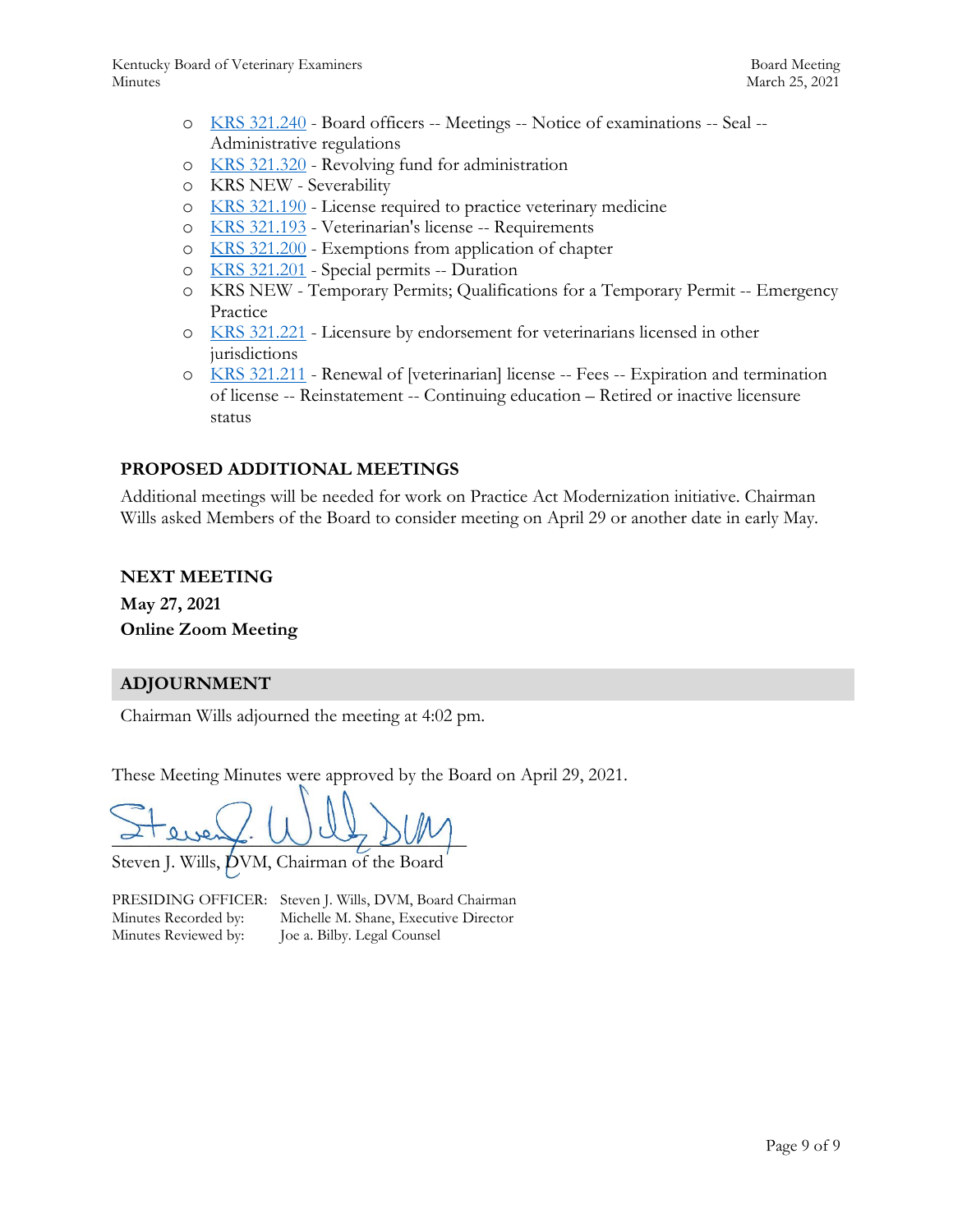- KRS 321.240 - Board officers -- Meetings -- Notice of examinations -- Seal -- Administrative regulations
- KRS 321.320 - Revolving fund for administration
- KRS NEW - Severability
- KRS 321.190 - License required to practice veterinary medicine
- KRS 321.193 - Veterinarian's license -- Requirements
- KRS 321.200 - Exemptions from application of chapter
- KRS 321.201 - Special permits -- Duration
- KRS NEW - Temporary Permits; Qualifications for a Temporary Permit -- Emergency Practice
- KRS 321.221 - Licensure by endorsement for veterinarians licensed in other jurisdictions
- KRS 321.211 - Renewal of [veterinarian] license -- Fees -- Expiration and termination of license -- Reinstatement -- Continuing education – Retired or inactive licensure status

## PROPOSED ADDITIONAL MEETINGS

Additional meetings will be needed for work on Practice Act Modernization initiative. Chairman Wills asked Members of the Board to consider meeting on April 29 or another date in early May.

## NEXT MEETING

**May 27, 2021**

**Online Zoom Meeting**

## ADJOURNMENT

Chairman Wills adjourned the meeting at 4:02 pm.

These Meeting Minutes were approved by the Board on April 29, 2021.

Steven J. Wills, DVM, Chairman of the Board

PRESIDING OFFICER: Steven J. Wills, DVM, Board Chairman
Minutes Recorded by: Michelle M. Shane, Executive Director
Minutes Reviewed by: Joe a. Bilby. Legal Counsel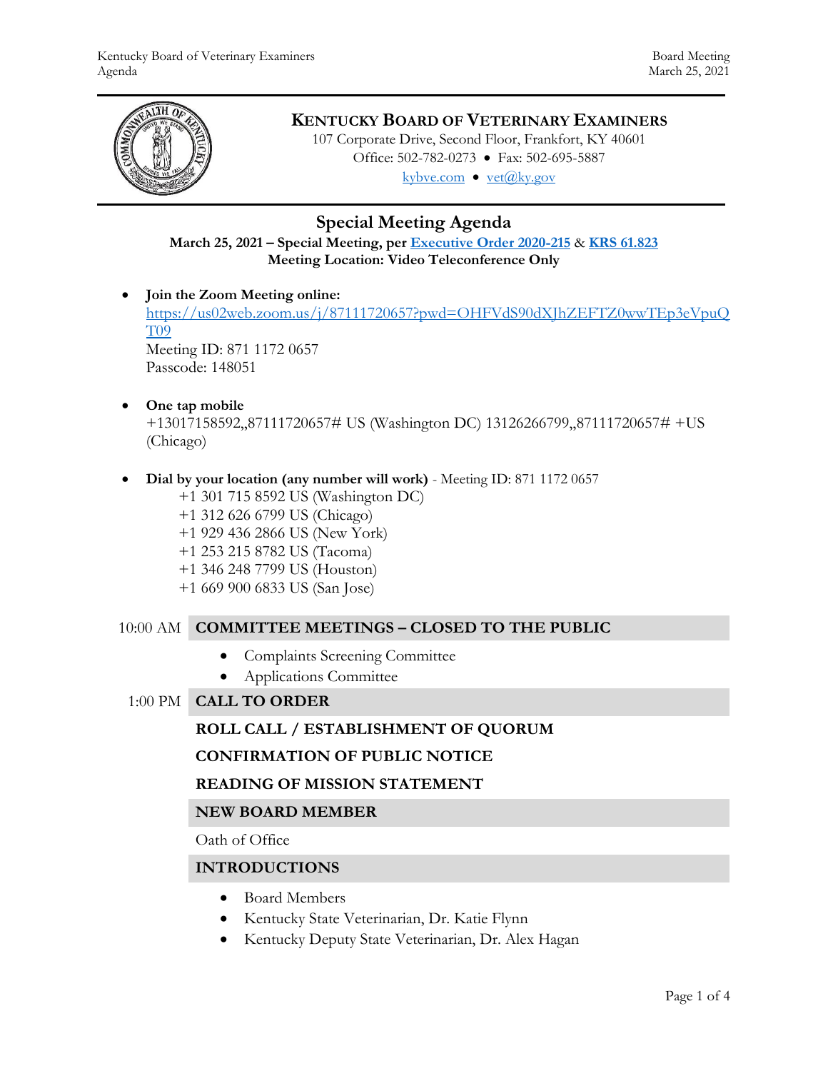# KENTUCKY BOARD OF VETERINARY EXAMINERS

107 Corporate Drive, Second Floor, Frankfort, KY 40601
Office: 502-782-0273 • Fax: 502-695-5887
kybve.com • vet@ky.gov

## Special Meeting Agenda

**March 25, 2021 – Special Meeting, per Executive Order 2020-215 & KRS 61.823**
**Meeting Location: Video Teleconference Only**

- **Join the Zoom Meeting online:**
  https://us02web.zoom.us/j/87111720657?pwd=OHFVdS90dXJhZEFTZ0wwTEp3eVpuQT09
  Meeting ID: 871 1172 0657
  Passcode: 148051

- **One tap mobile**
  +13017158592,,87111720657# US (Washington DC) 13126266799,,87111720657# +US (Chicago)

- **Dial by your location (any number will work)** - Meeting ID: 871 1172 0657
  - +1 301 715 8592 US (Washington DC)
  - +1 312 626 6799 US (Chicago)
  - +1 929 436 2866 US (New York)
  - +1 253 215 8782 US (Tacoma)
  - +1 346 248 7799 US (Houston)
  - +1 669 900 6833 US (San Jose)

10:00 AM **COMMITTEE MEETINGS – CLOSED TO THE PUBLIC**

- Complaints Screening Committee
- Applications Committee

1:00 PM **CALL TO ORDER**

**ROLL CALL / ESTABLISHMENT OF QUORUM**

**CONFIRMATION OF PUBLIC NOTICE**

**READING OF MISSION STATEMENT**

**NEW BOARD MEMBER**

Oath of Office

**INTRODUCTIONS**

- Board Members
- Kentucky State Veterinarian, Dr. Katie Flynn
- Kentucky Deputy State Veterinarian, Dr. Alex Hagan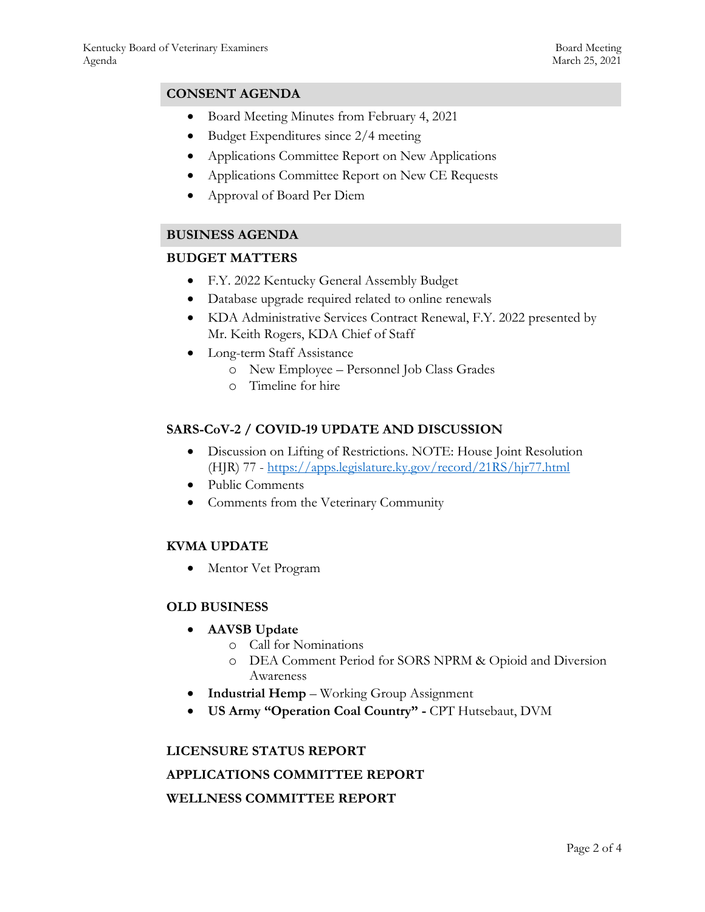## CONSENT AGENDA

- Board Meeting Minutes from February 4, 2021
- Budget Expenditures since 2/4 meeting
- Applications Committee Report on New Applications
- Applications Committee Report on New CE Requests
- Approval of Board Per Diem

## BUSINESS AGENDA

### BUDGET MATTERS

- F.Y. 2022 Kentucky General Assembly Budget
- Database upgrade required related to online renewals
- KDA Administrative Services Contract Renewal, F.Y. 2022 presented by Mr. Keith Rogers, KDA Chief of Staff
- Long-term Staff Assistance
  - New Employee – Personnel Job Class Grades
  - Timeline for hire

### SARS-CoV-2 / COVID-19 UPDATE AND DISCUSSION

- Discussion on Lifting of Restrictions. NOTE: House Joint Resolution (HJR) 77 - [https://apps.legislature.ky.gov/record/21RS/hjr77.html](https://apps.legislature.ky.gov/record/21RS/hjr77.html)
- Public Comments
- Comments from the Veterinary Community

### KVMA UPDATE

- Mentor Vet Program

### OLD BUSINESS

- **AAVSB Update**
  - Call for Nominations
  - DEA Comment Period for SORS NPRM & Opioid and Diversion Awareness
- **Industrial Hemp** – Working Group Assignment
- **US Army "Operation Coal Country" -** CPT Hutsebaut, DVM

### LICENSURE STATUS REPORT

### APPLICATIONS COMMITTEE REPORT

### WELLNESS COMMITTEE REPORT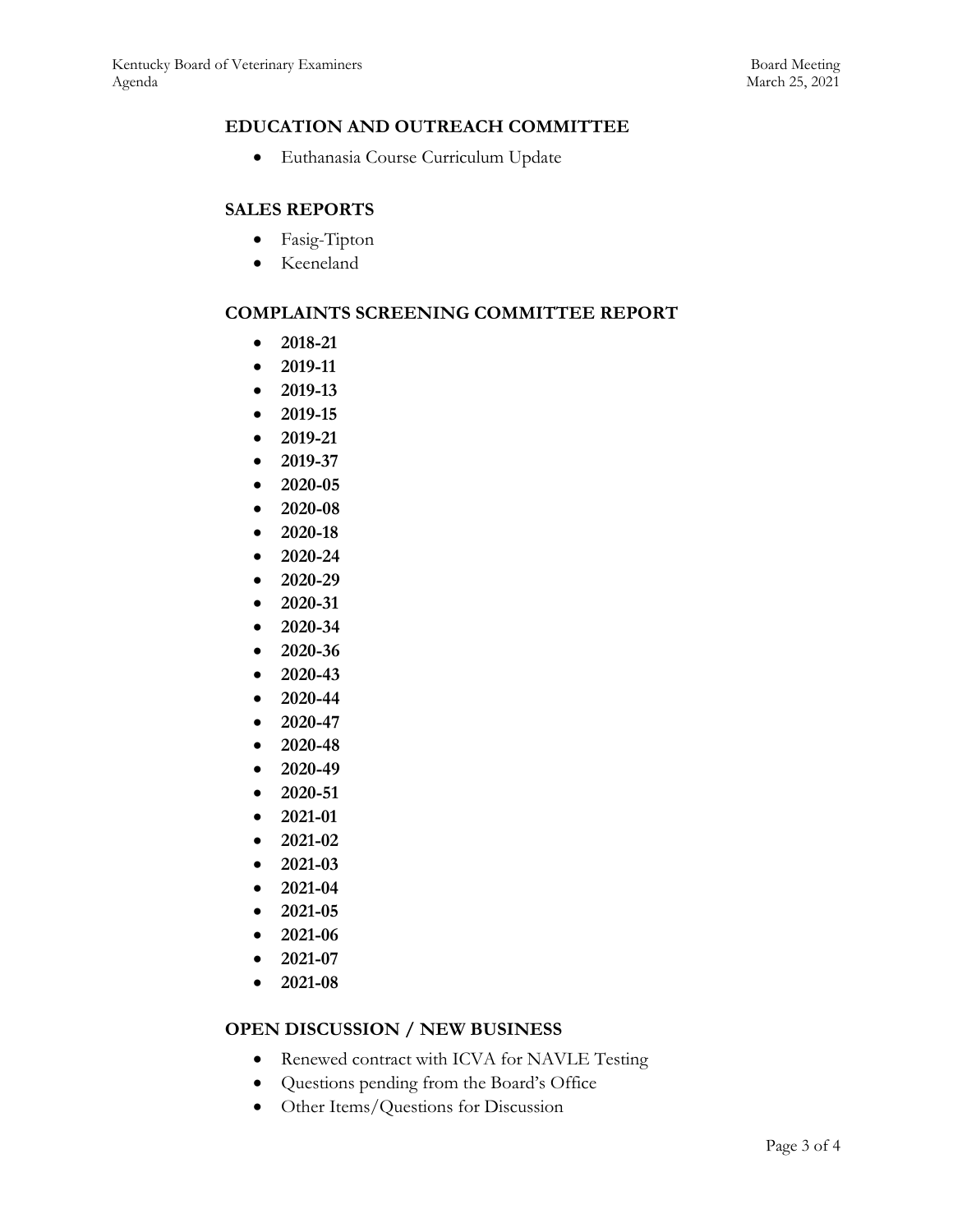## EDUCATION AND OUTREACH COMMITTEE

- Euthanasia Course Curriculum Update

## SALES REPORTS

- Fasig-Tipton
- Keeneland

## COMPLAINTS SCREENING COMMITTEE REPORT

- **2018-21**
- **2019-11**
- **2019-13**
- **2019-15**
- **2019-21**
- **2019-37**
- **2020-05**
- **2020-08**
- **2020-18**
- **2020-24**
- **2020-29**
- **2020-31**
- **2020-34**
- **2020-36**
- **2020-43**
- **2020-44**
- **2020-47**
- **2020-48**
- **2020-49**
- **2020-51**
- **2021-01**
- **2021-02**
- **2021-03**
- **2021-04**
- **2021-05**
- **2021-06**
- **2021-07**
- **2021-08**

## OPEN DISCUSSION / NEW BUSINESS

- Renewed contract with ICVA for NAVLE Testing
- Questions pending from the Board's Office
- Other Items/Questions for Discussion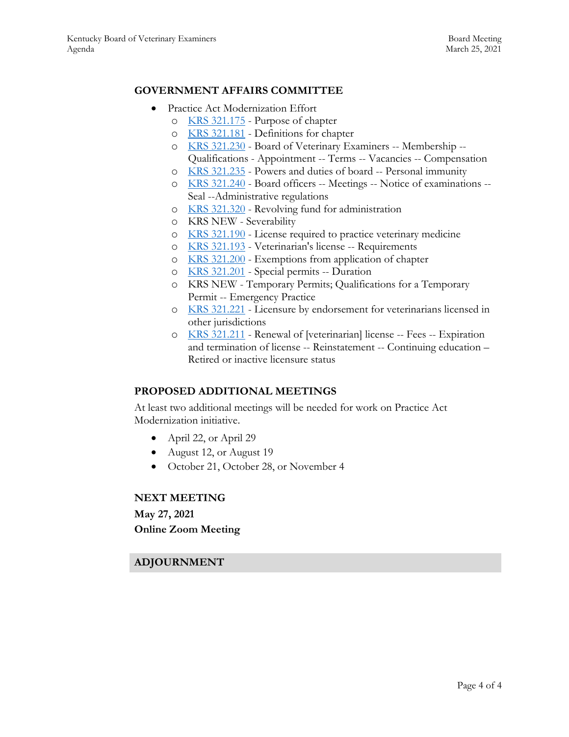## GOVERNMENT AFFAIRS COMMITTEE

- Practice Act Modernization Effort
  - KRS 321.175 - Purpose of chapter
  - KRS 321.181 - Definitions for chapter
  - KRS 321.230 - Board of Veterinary Examiners -- Membership -- Qualifications - Appointment -- Terms -- Vacancies -- Compensation
  - KRS 321.235 - Powers and duties of board -- Personal immunity
  - KRS 321.240 - Board officers -- Meetings -- Notice of examinations -- Seal --Administrative regulations
  - KRS 321.320 - Revolving fund for administration
  - KRS NEW - Severability
  - KRS 321.190 - License required to practice veterinary medicine
  - KRS 321.193 - Veterinarian's license -- Requirements
  - KRS 321.200 - Exemptions from application of chapter
  - KRS 321.201 - Special permits -- Duration
  - KRS NEW - Temporary Permits; Qualifications for a Temporary Permit -- Emergency Practice
  - KRS 321.221 - Licensure by endorsement for veterinarians licensed in other jurisdictions
  - KRS 321.211 - Renewal of [veterinarian] license -- Fees -- Expiration and termination of license -- Reinstatement -- Continuing education – Retired or inactive licensure status

## PROPOSED ADDITIONAL MEETINGS

At least two additional meetings will be needed for work on Practice Act Modernization initiative.

- April 22, or April 29
- August 12, or August 19
- October 21, October 28, or November 4

## NEXT MEETING

**May 27, 2021**

**Online Zoom Meeting**

## ADJOURNMENT